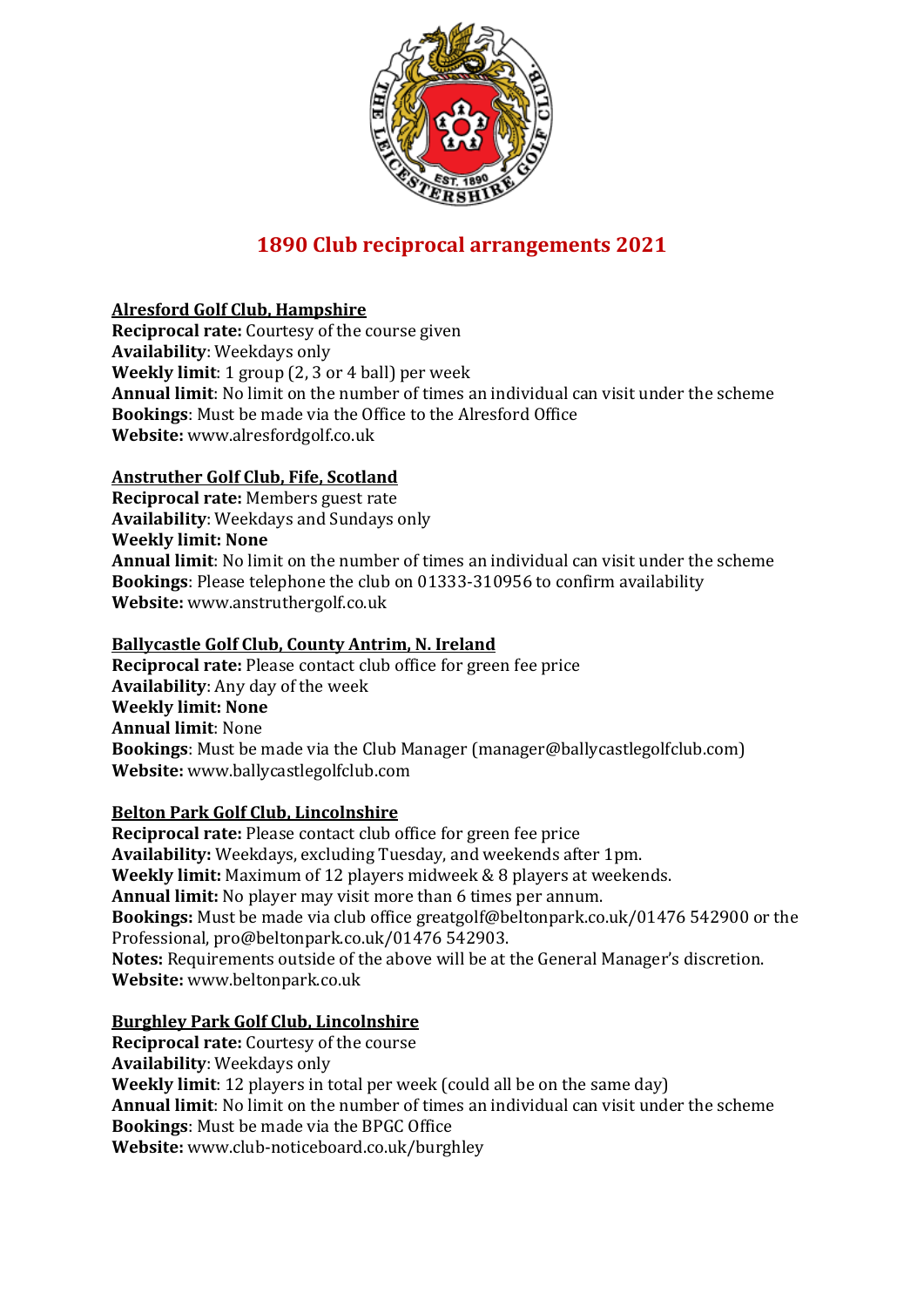# 1890 Club reciprocal arrangements 2021

**Alresford Golf Club, Hampshire**
**Reciprocal rate:** Courtesy of the course given
**Availability**: Weekdays only
**Weekly limit**: 1 group (2, 3 or 4 ball) per week
**Annual limit**: No limit on the number of times an individual can visit under the scheme
**Bookings**: Must be made via the Office to the Alresford Office
**Website:** www.alresfordgolf.co.uk

**Anstruther Golf Club, Fife, Scotland**
**Reciprocal rate:** Members guest rate
**Availability**: Weekdays and Sundays only
**Weekly limit: None**
**Annual limit**: No limit on the number of times an individual can visit under the scheme
**Bookings**: Please telephone the club on 01333-310956 to confirm availability
**Website:** www.anstruthergolf.co.uk

**Ballycastle Golf Club, County Antrim, N. Ireland**
**Reciprocal rate:** Please contact club office for green fee price
**Availability**: Any day of the week
**Weekly limit: None**
**Annual limit**: None
**Bookings**: Must be made via the Club Manager (manager@ballycastlegolfclub.com)
**Website:** www.ballycastlegolfclub.com

**Belton Park Golf Club, Lincolnshire**
**Reciprocal rate:** Please contact club office for green fee price
**Availability:** Weekdays, excluding Tuesday, and weekends after 1pm.
**Weekly limit:** Maximum of 12 players midweek & 8 players at weekends.
**Annual limit:** No player may visit more than 6 times per annum.
**Bookings:** Must be made via club office greatgolf@beltonpark.co.uk/01476 542900 or the Professional, pro@beltonpark.co.uk/01476 542903.
**Notes:** Requirements outside of the above will be at the General Manager's discretion.
**Website:** www.beltonpark.co.uk

**Burghley Park Golf Club, Lincolnshire**
**Reciprocal rate:** Courtesy of the course
**Availability**: Weekdays only
**Weekly limit**: 12 players in total per week (could all be on the same day)
**Annual limit**: No limit on the number of times an individual can visit under the scheme
**Bookings**: Must be made via the BPGC Office
**Website:** www.club-noticeboard.co.uk/burghley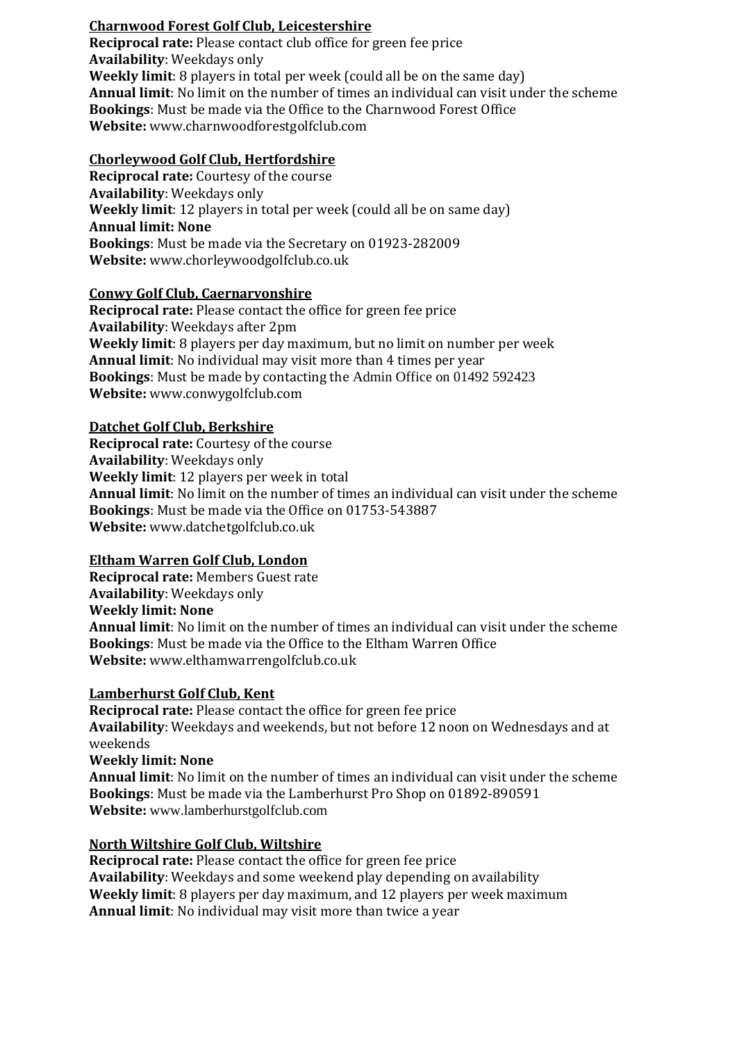**Charnwood Forest Golf Club, Leicestershire**

**Reciprocal rate:** Please contact club office for green fee price
**Availability**: Weekdays only
**Weekly limit**: 8 players in total per week (could all be on the same day)
**Annual limit**: No limit on the number of times an individual can visit under the scheme
**Bookings**: Must be made via the Office to the Charnwood Forest Office
**Website:** www.charnwoodforestgolfclub.com

**Chorleywood Golf Club, Hertfordshire**

**Reciprocal rate:** Courtesy of the course
**Availability**: Weekdays only
**Weekly limit**: 12 players in total per week (could all be on same day)
**Annual limit: None**
**Bookings**: Must be made via the Secretary on 01923-282009
**Website:** www.chorleywoodgolfclub.co.uk

**Conwy Golf Club, Caernarvonshire**

**Reciprocal rate:** Please contact the office for green fee price
**Availability**: Weekdays after 2pm
**Weekly limit**: 8 players per day maximum, but no limit on number per week
**Annual limit**: No individual may visit more than 4 times per year
**Bookings**: Must be made by contacting the Admin Office on 01492 592423
**Website:** www.conwygolfclub.com

**Datchet Golf Club, Berkshire**

**Reciprocal rate:** Courtesy of the course
**Availability**: Weekdays only
**Weekly limit**: 12 players per week in total
**Annual limit**: No limit on the number of times an individual can visit under the scheme
**Bookings**: Must be made via the Office on 01753-543887
**Website:** www.datchetgolfclub.co.uk

**Eltham Warren Golf Club, London**

**Reciprocal rate:** Members Guest rate
**Availability**: Weekdays only
**Weekly limit: None**
**Annual limit**: No limit on the number of times an individual can visit under the scheme
**Bookings**: Must be made via the Office to the Eltham Warren Office
**Website:** www.elthamwarrengolfclub.co.uk

**Lamberhurst Golf Club, Kent**

**Reciprocal rate:** Please contact the office for green fee price
**Availability**: Weekdays and weekends, but not before 12 noon on Wednesdays and at weekends
**Weekly limit: None**
**Annual limit**: No limit on the number of times an individual can visit under the scheme
**Bookings**: Must be made via the Lamberhurst Pro Shop on 01892-890591
**Website:** www.lamberhurstgolfclub.com

**North Wiltshire Golf Club, Wiltshire**

**Reciprocal rate:** Please contact the office for green fee price
**Availability**: Weekdays and some weekend play depending on availability
**Weekly limit**: 8 players per day maximum, and 12 players per week maximum
**Annual limit**: No individual may visit more than twice a year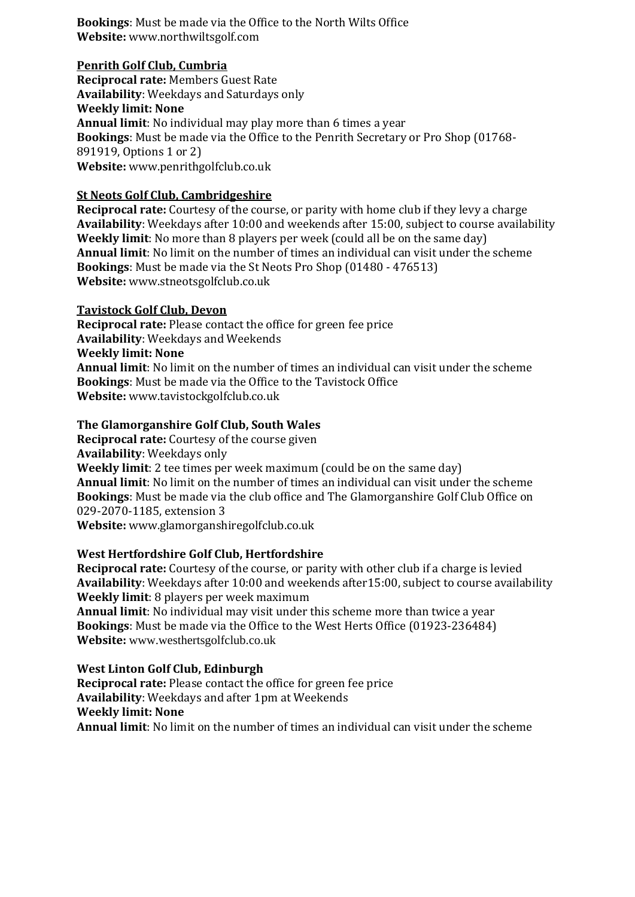**Bookings**: Must be made via the Office to the North Wilts Office
**Website:** www.northwiltsgolf.com

**Penrith Golf Club, Cumbria**
**Reciprocal rate:** Members Guest Rate
**Availability**: Weekdays and Saturdays only
**Weekly limit: None**
**Annual limit**: No individual may play more than 6 times a year
**Bookings**: Must be made via the Office to the Penrith Secretary or Pro Shop (01768-891919, Options 1 or 2)
**Website:** www.penrithgolfclub.co.uk

**St Neots Golf Club, Cambridgeshire**
**Reciprocal rate:** Courtesy of the course, or parity with home club if they levy a charge
**Availability**: Weekdays after 10:00 and weekends after 15:00, subject to course availability
**Weekly limit**: No more than 8 players per week (could all be on the same day)
**Annual limit**: No limit on the number of times an individual can visit under the scheme
**Bookings**: Must be made via the St Neots Pro Shop (01480 - 476513)
**Website:** www.stneotsgolfclub.co.uk

**Tavistock Golf Club, Devon**
**Reciprocal rate:** Please contact the office for green fee price
**Availability**: Weekdays and Weekends
**Weekly limit: None**
**Annual limit**: No limit on the number of times an individual can visit under the scheme
**Bookings**: Must be made via the Office to the Tavistock Office
**Website:** www.tavistockgolfclub.co.uk

**The Glamorganshire Golf Club, South Wales**
**Reciprocal rate:** Courtesy of the course given
**Availability**: Weekdays only
**Weekly limit**: 2 tee times per week maximum (could be on the same day)
**Annual limit**: No limit on the number of times an individual can visit under the scheme
**Bookings**: Must be made via the club office and The Glamorganshire Golf Club Office on 029-2070-1185, extension 3
**Website:** www.glamorganshiregolfclub.co.uk

**West Hertfordshire Golf Club, Hertfordshire**
**Reciprocal rate:** Courtesy of the course, or parity with other club if a charge is levied
**Availability**: Weekdays after 10:00 and weekends after15:00, subject to course availability
**Weekly limit**: 8 players per week maximum
**Annual limit**: No individual may visit under this scheme more than twice a year
**Bookings**: Must be made via the Office to the West Herts Office (01923-236484)
**Website:** www.westhertsgolfclub.co.uk

**West Linton Golf Club, Edinburgh**
**Reciprocal rate:** Please contact the office for green fee price
**Availability**: Weekdays and after 1pm at Weekends
**Weekly limit: None**
**Annual limit**: No limit on the number of times an individual can visit under the scheme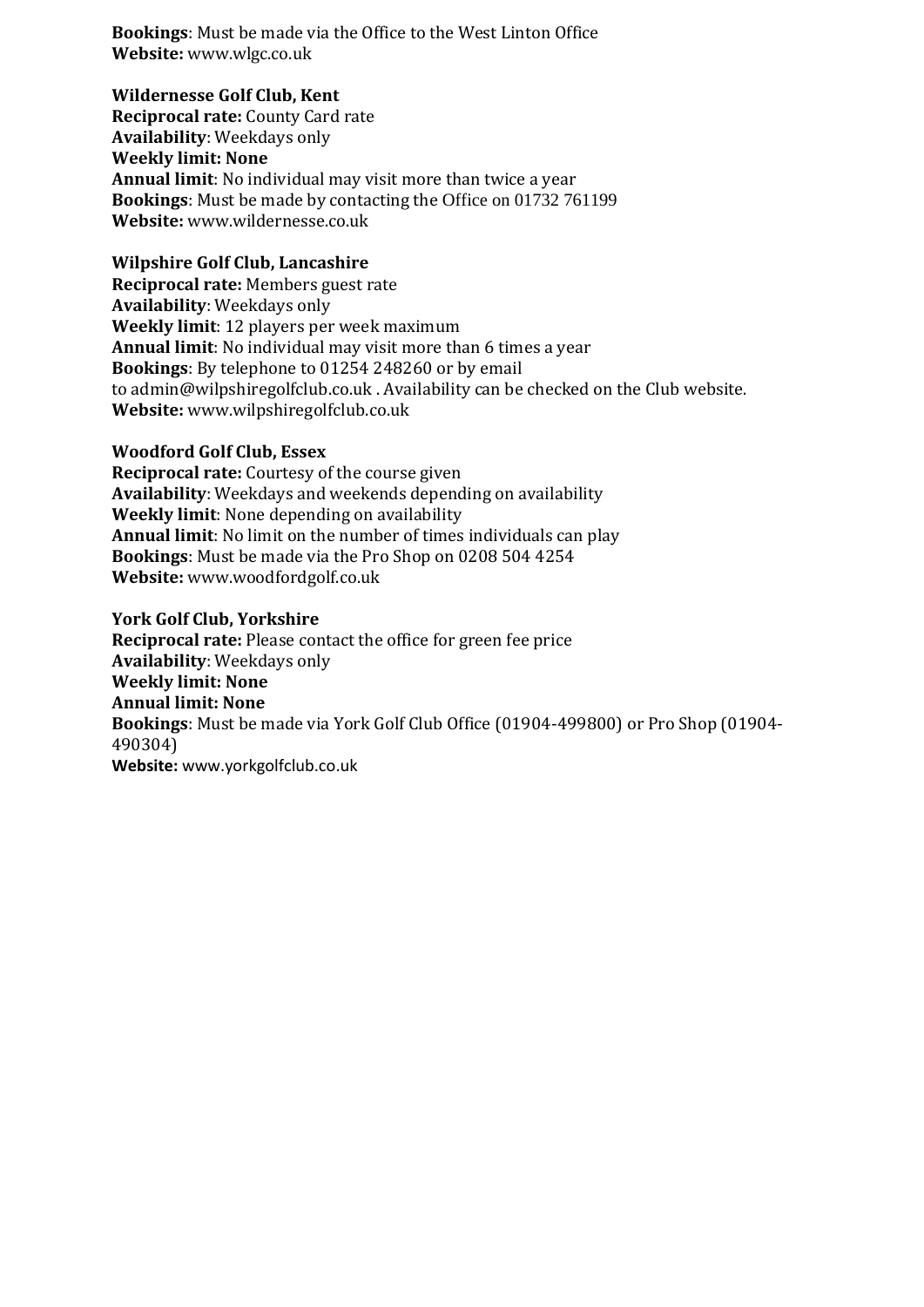**Bookings**: Must be made via the Office to the West Linton Office
**Website:** www.wlgc.co.uk

**Wildernesse Golf Club, Kent**
**Reciprocal rate:** County Card rate
**Availability**: Weekdays only
**Weekly limit: None**
**Annual limit**: No individual may visit more than twice a year
**Bookings**: Must be made by contacting the Office on 01732 761199
**Website:** www.wildernesse.co.uk

**Wilpshire Golf Club, Lancashire**
**Reciprocal rate:** Members guest rate
**Availability**: Weekdays only
**Weekly limit**: 12 players per week maximum
**Annual limit**: No individual may visit more than 6 times a year
**Bookings**: By telephone to 01254 248260 or by email to admin@wilpshiregolfclub.co.uk . Availability can be checked on the Club website.
**Website:** www.wilpshiregolfclub.co.uk

**Woodford Golf Club, Essex**
**Reciprocal rate:** Courtesy of the course given
**Availability**: Weekdays and weekends depending on availability
**Weekly limit**: None depending on availability
**Annual limit**: No limit on the number of times individuals can play
**Bookings**: Must be made via the Pro Shop on 0208 504 4254
**Website:** www.woodfordgolf.co.uk

**York Golf Club, Yorkshire**
**Reciprocal rate:** Please contact the office for green fee price
**Availability**: Weekdays only
**Weekly limit: None**
**Annual limit: None**
**Bookings**: Must be made via York Golf Club Office (01904-499800) or Pro Shop (01904-490304)
**Website:** www.yorkgolfclub.co.uk